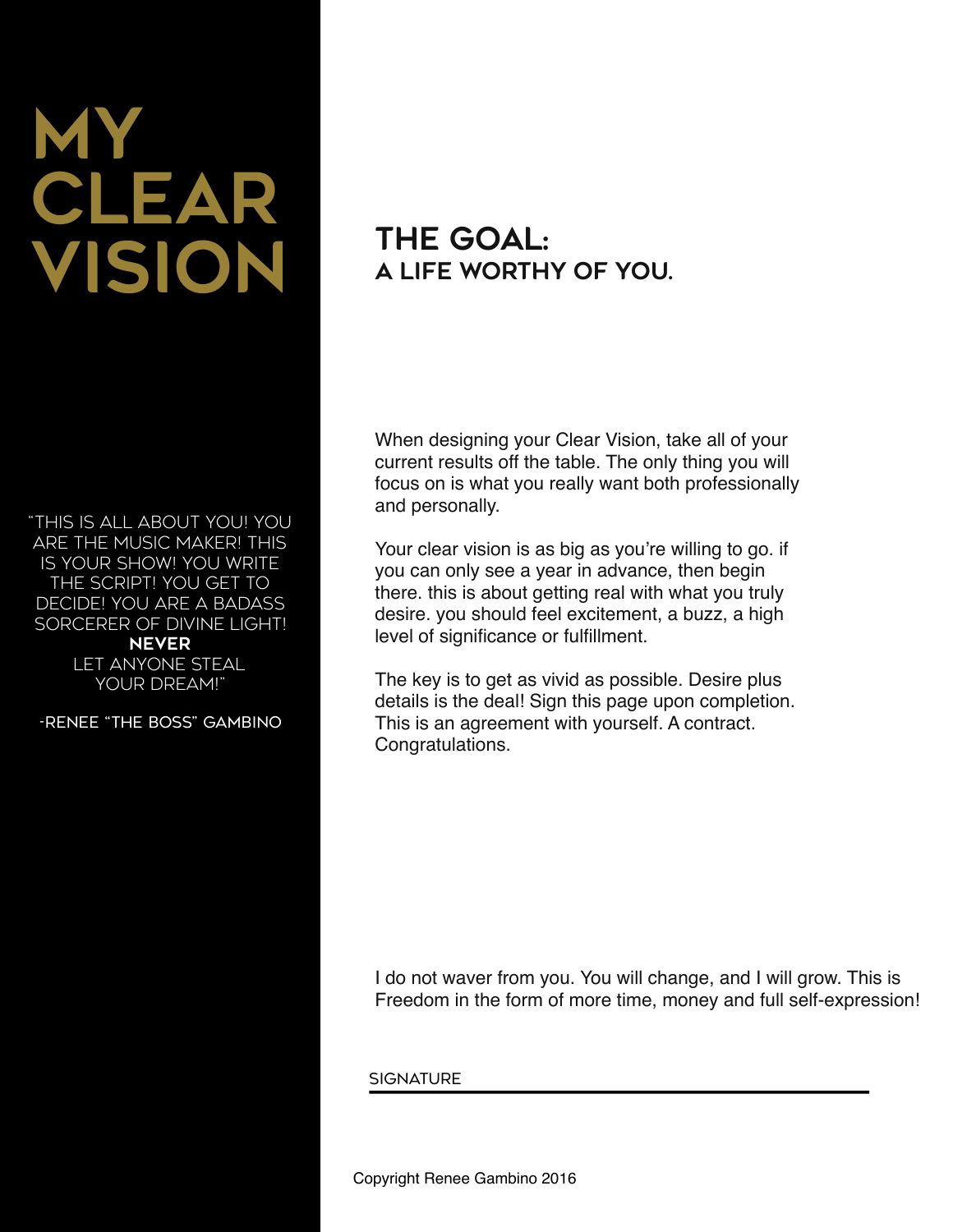# MY CLEAR VISION

"THIS IS ALL ABOUT YOU! YOU ARE THE MUSIC MAKER! THIS IS YOUR SHOW! YOU WRITE THE SCRIPT! YOU GET TO DECIDE! YOU ARE A BADASS SORCERER OF DIVINE LIGHT! **NEVER** LET ANYONE STEAL YOUR DREAM!"

-RENEE "THE BOSS" GAMBINO

## THE GOAL:
### A LIFE WORTHY OF YOU.

When designing your Clear Vision, take all of your current results off the table. The only thing you will focus on is what you really want both professionally and personally.

Your clear vision is as big as you're willing to go. if you can only see a year in advance, then begin there. this is about getting real with what you truly desire. you should feel excitement, a buzz, a high level of significance or fulfillment.

The key is to get as vivid as possible. Desire plus details is the deal! Sign this page upon completion. This is an agreement with yourself. A contract. Congratulations.

I do not waver from you. You will change, and I will grow. This is Freedom in the form of more time, money and full self-expression!

SIGNATURE ______________________________

Copyright Renee Gambino 2016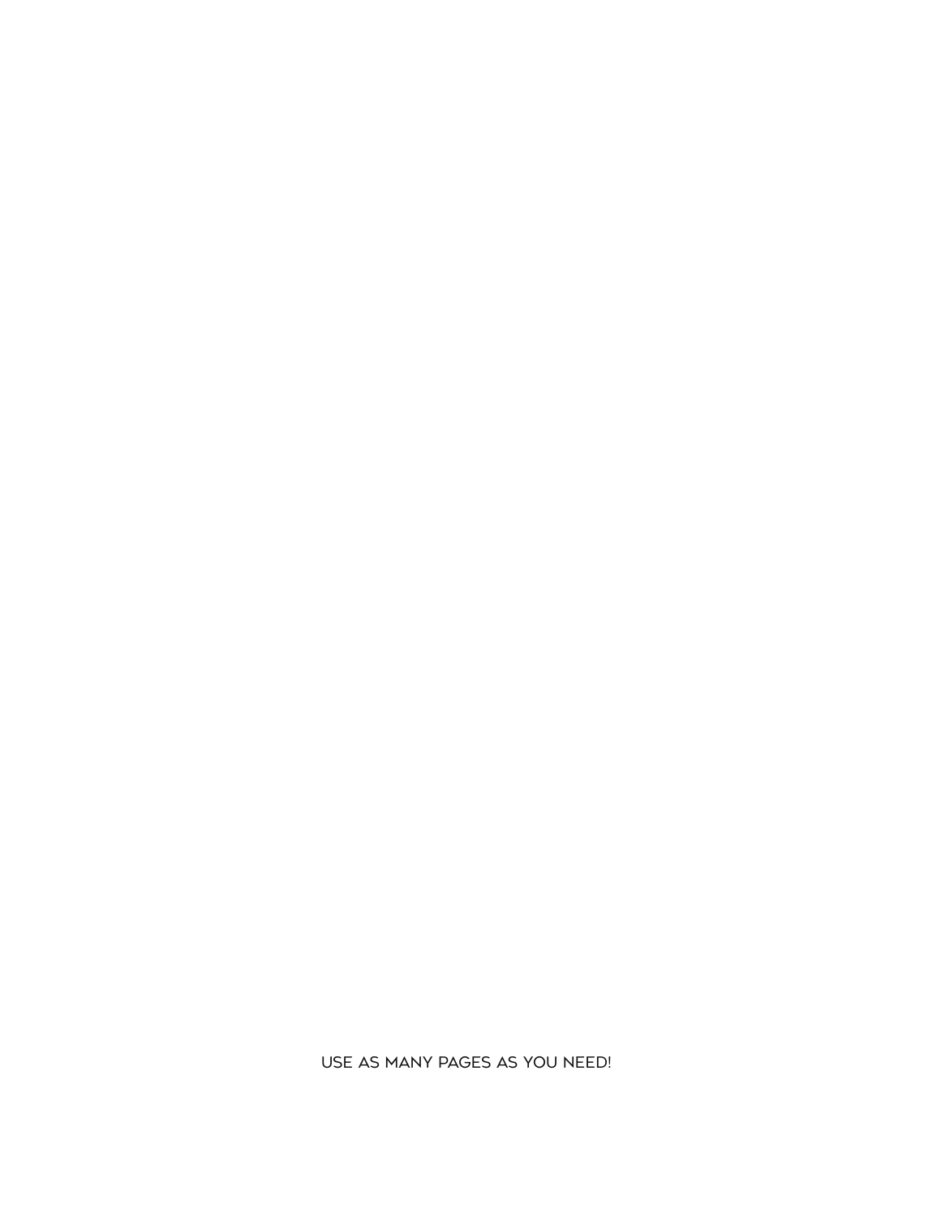USE AS MANY PAGES AS YOU NEED!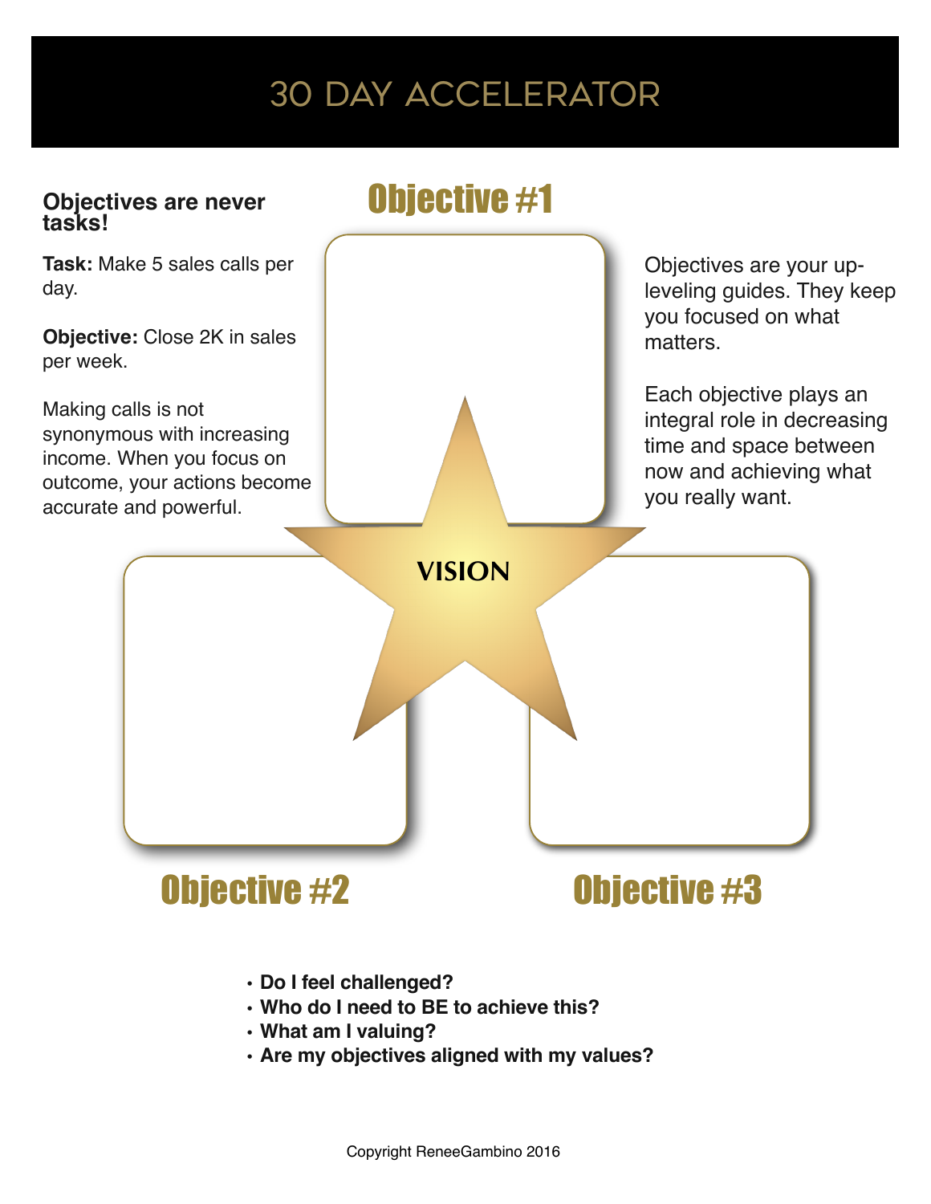# 30 DAY ACCELERATOR

**Objectives are never tasks!**

**Task:** Make 5 sales calls per day.

**Objective:** Close 2K in sales per week.

Making calls is not synonymous with increasing income. When you focus on outcome, your actions become accurate and powerful.

## Objective #1

Objectives are your up-leveling guides. They keep you focused on what matters.

Each objective plays an integral role in decreasing time and space between now and achieving what you really want.

**VISION**

## Objective #2

## Objective #3

- **Do I feel challenged?**
- **Who do I need to BE to achieve this?**
- **What am I valuing?**
- **Are my objectives aligned with my values?**

Copyright ReneeGambino 2016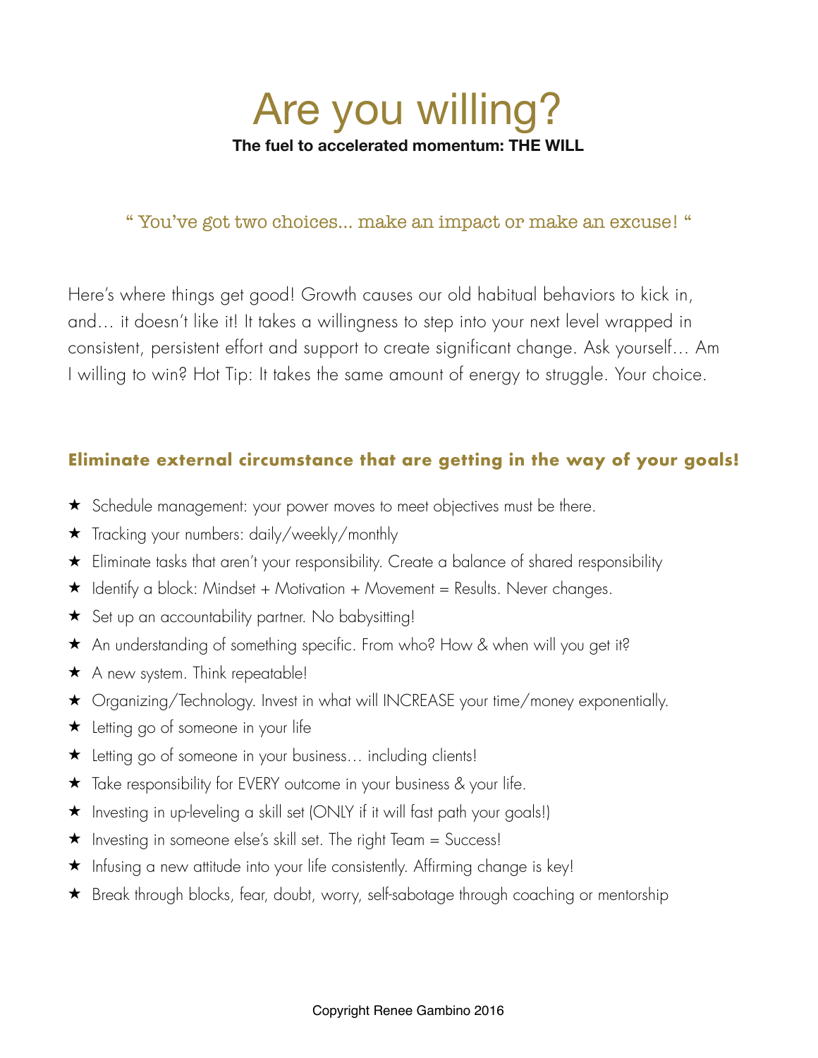# Are you willing?

**The fuel to accelerated momentum: THE WILL**

" You've got two choices... make an impact or make an excuse! "

Here's where things get good! Growth causes our old habitual behaviors to kick in, and… it doesn't like it! It takes a willingness to step into your next level wrapped in consistent, persistent effort and support to create significant change. Ask yourself… Am I willing to win? Hot Tip: It takes the same amount of energy to struggle. Your choice.

## Eliminate external circumstance that are getting in the way of your goals!

- ★ Schedule management: your power moves to meet objectives must be there.
- ★ Tracking your numbers: daily/weekly/monthly
- ★ Eliminate tasks that aren't your responsibility. Create a balance of shared responsibility
- ★ Identify a block: Mindset + Motivation + Movement = Results. Never changes.
- ★ Set up an accountability partner. No babysitting!
- ★ An understanding of something specific. From who? How & when will you get it?
- ★ A new system. Think repeatable!
- ★ Organizing/Technology. Invest in what will INCREASE your time/money exponentially.
- ★ Letting go of someone in your life
- ★ Letting go of someone in your business… including clients!
- ★ Take responsibility for EVERY outcome in your business & your life.
- ★ Investing in up-leveling a skill set (ONLY if it will fast path your goals!)
- ★ Investing in someone else's skill set. The right Team = Success!
- ★ Infusing a new attitude into your life consistently. Affirming change is key!
- ★ Break through blocks, fear, doubt, worry, self-sabotage through coaching or mentorship

Copyright Renee Gambino 2016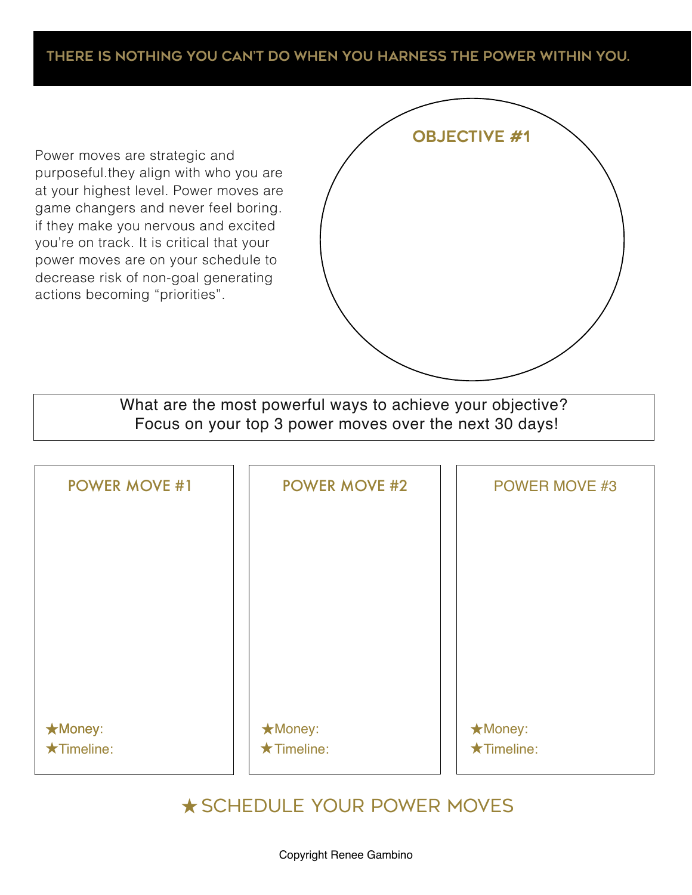**THERE IS NOTHING YOU CAN'T DO WHEN YOU HARNESS THE POWER WITHIN YOU.**

Power moves are strategic and purposeful.they align with who you are at your highest level. Power moves are game changers and never feel boring. if they make you nervous and excited you're on track. It is critical that your power moves are on your schedule to decrease risk of non-goal generating actions becoming "priorities".

## OBJECTIVE #1

What are the most powerful ways to achieve your objective?
Focus on your top 3 power moves over the next 30 days!

### POWER MOVE #1

★Money:
★Timeline:

### POWER MOVE #2

★Money:
★Timeline:

### POWER MOVE #3

★Money:
★Timeline:

## ★ SCHEDULE YOUR POWER MOVES

Copyright Renee Gambino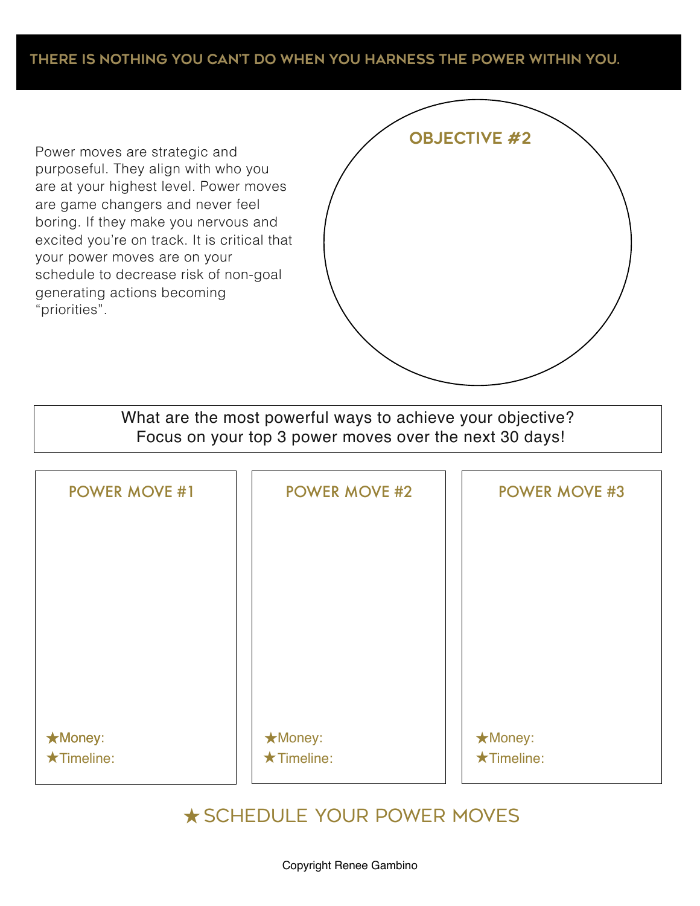**THERE IS NOTHING YOU CAN'T DO WHEN YOU HARNESS THE POWER WITHIN YOU.**

Power moves are strategic and purposeful. They align with who you are at your highest level. Power moves are game changers and never feel boring. If they make you nervous and excited you're on track. It is critical that your power moves are on your schedule to decrease risk of non-goal generating actions becoming "priorities".

## OBJECTIVE #2

What are the most powerful ways to achieve your objective?
Focus on your top 3 power moves over the next 30 days!

### POWER MOVE #1

★Money:
★Timeline:

### POWER MOVE #2

★Money:
★Timeline:

### POWER MOVE #3

★Money:
★Timeline:

## ★ SCHEDULE YOUR POWER MOVES

Copyright Renee Gambino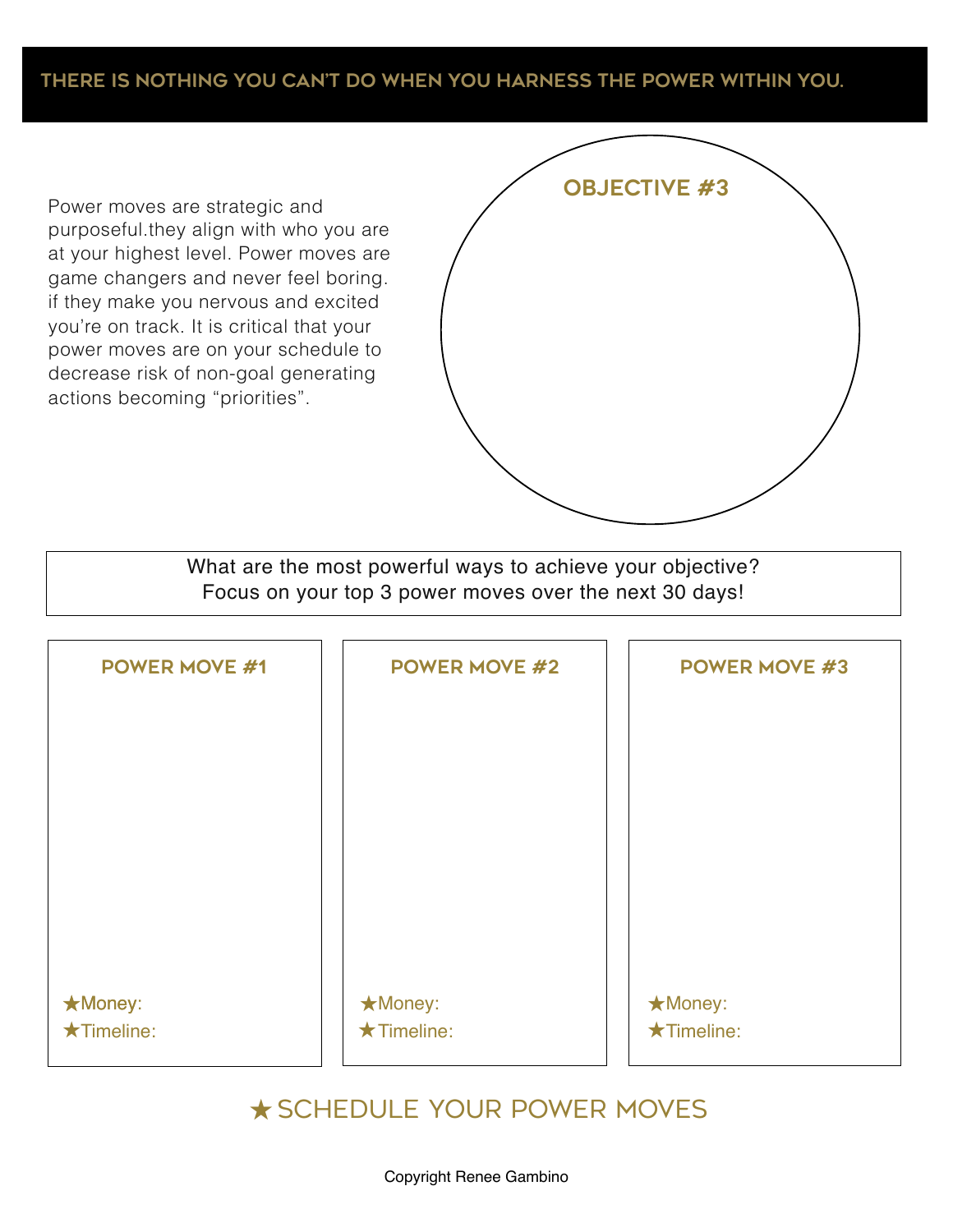## THERE IS NOTHING YOU CAN'T DO WHEN YOU HARNESS THE POWER WITHIN YOU.

Power moves are strategic and purposeful.they align with who you are at your highest level. Power moves are game changers and never feel boring. if they make you nervous and excited you're on track. It is critical that your power moves are on your schedule to decrease risk of non-goal generating actions becoming "priorities".

### OBJECTIVE #3

What are the most powerful ways to achieve your objective?
Focus on your top 3 power moves over the next 30 days!

### POWER MOVE #1

★Money:
★Timeline:

### POWER MOVE #2

★Money:
★Timeline:

### POWER MOVE #3

★Money:
★Timeline:

## ★ SCHEDULE YOUR POWER MOVES

Copyright Renee Gambino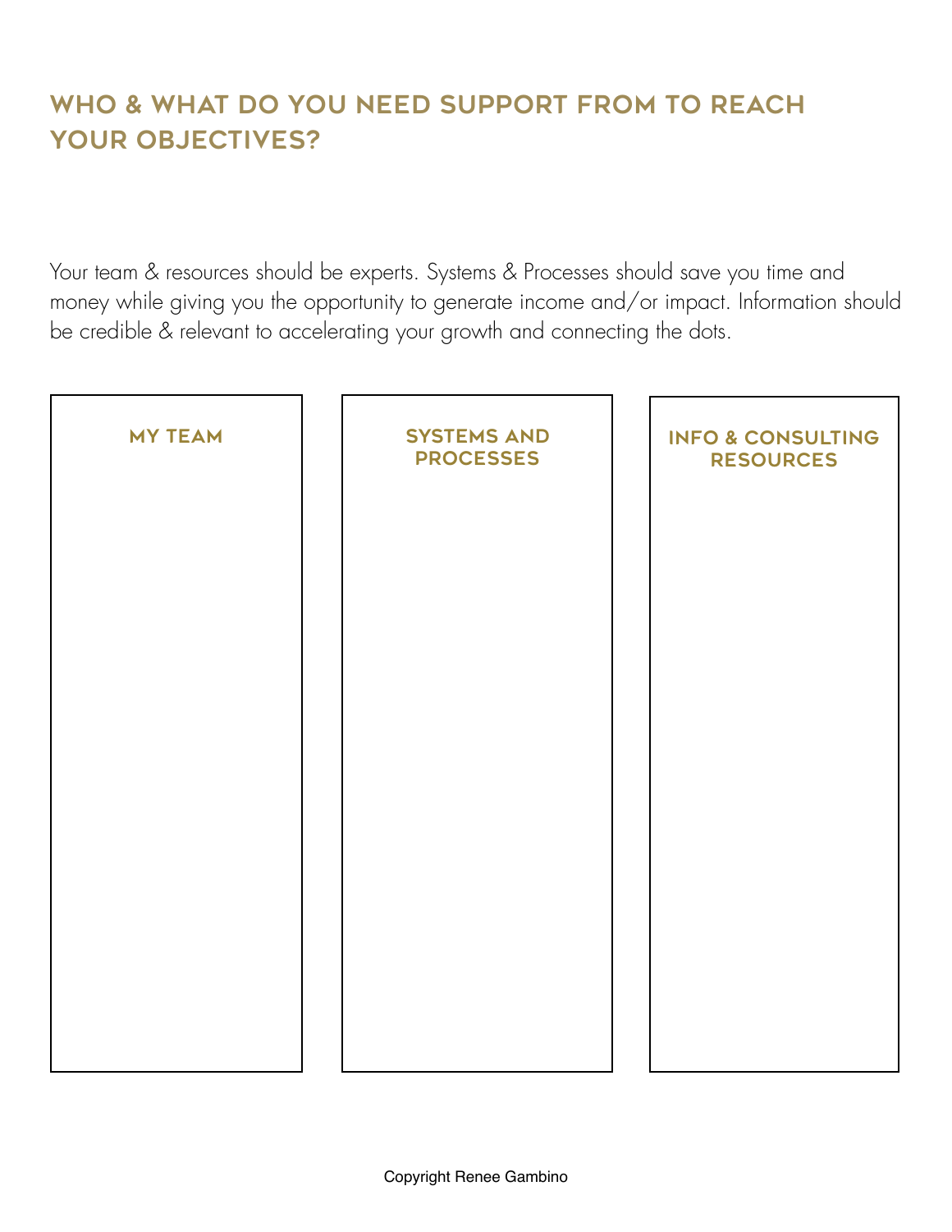# WHO & WHAT DO YOU NEED SUPPORT FROM TO REACH YOUR OBJECTIVES?

Your team & resources should be experts. Systems & Processes should save you time and money while giving you the opportunity to generate income and/or impact. Information should be credible & relevant to accelerating your growth and connecting the dots.

| MY TEAM | SYSTEMS AND PROCESSES | INFO & CONSULTING RESOURCES |
| --- | --- | --- |
| | | |

Copyright Renee Gambino